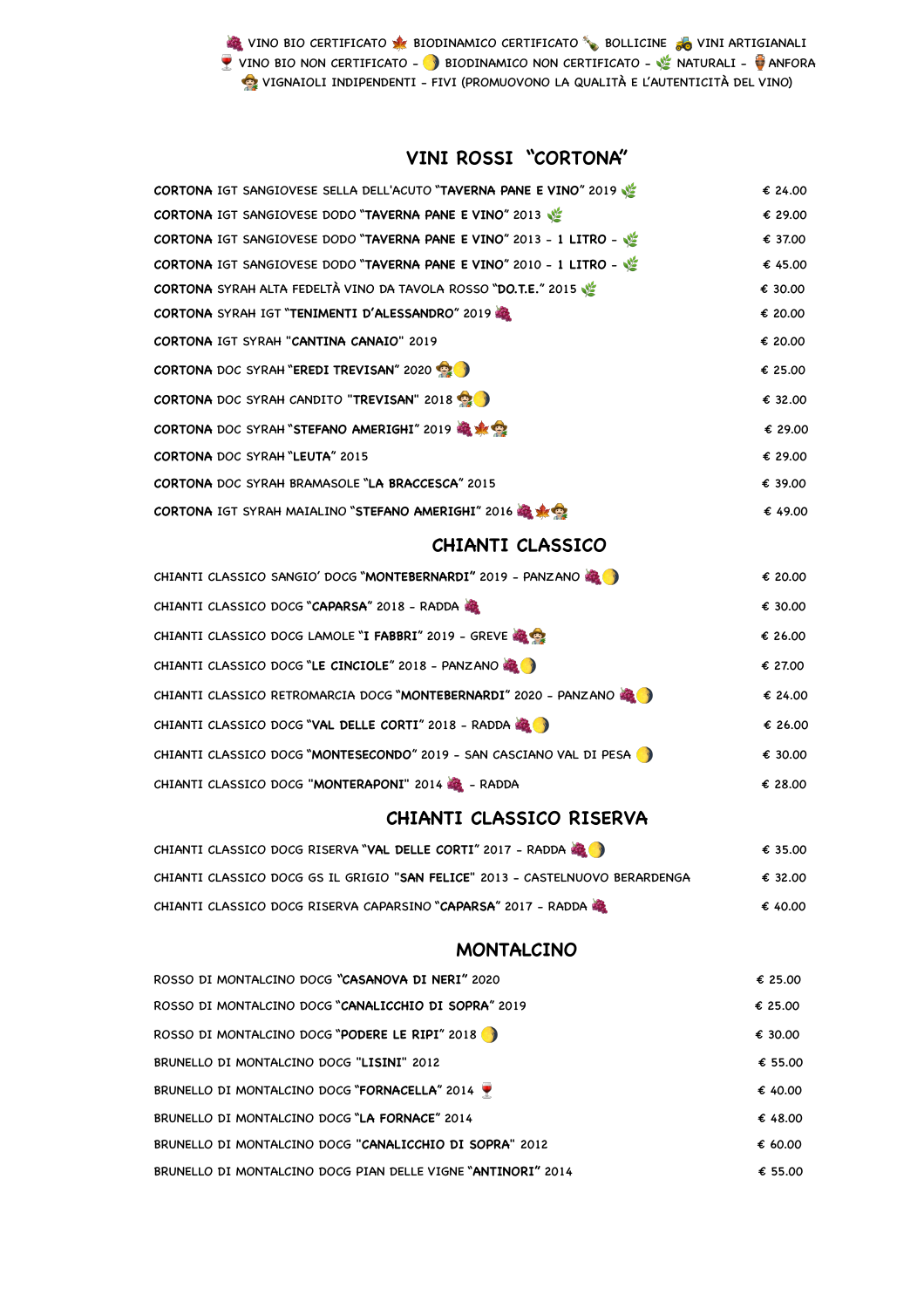🍇 VINO BIO CERTIFICATO 🍁 BIODINAMICO CERTIFICATO 🍾 BOLLICINE 🚜 VINI ARTIGIANALI
🍷 VINO BIO NON CERTIFICATO – 🌖 BIODINAMICO NON CERTIFICATO – 🌿 NATURALI – 🏺 ANFORA
🧑‍🌾 VIGNAIOLI INDIPENDENTI – FIVI (PROMUOVONO LA QUALITÀ E L'AUTENTICITÀ DEL VINO)

## VINI ROSSI "CORTONA"

| | |
|---|---|
| **CORTONA** IGT SANGIOVESE SELLA DELL'ACUTO "**TAVERNA PANE E VINO**" 2019 🌿 | € 24.00 |
| **CORTONA** IGT SANGIOVESE DODO "**TAVERNA PANE E VINO**" 2013 🌿 | € 29.00 |
| **CORTONA** IGT SANGIOVESE DODO "**TAVERNA PANE E VINO**" 2013 – **1 LITRO** – 🌿 | € 37.00 |
| **CORTONA** IGT SANGIOVESE DODO "**TAVERNA PANE E VINO**" 2010 – **1 LITRO** – 🌿 | € 45.00 |
| **CORTONA** SYRAH ALTA FEDELTÀ VINO DA TAVOLA ROSSO "**DO.T.E.**" 2015 🌿 | € 30.00 |
| **CORTONA** SYRAH IGT "**TENIMENTI D'ALESSANDRO**" 2019 🍇 | € 20.00 |
| **CORTONA** IGT SYRAH "**CANTINA CANAIO**" 2019 | € 20.00 |
| **CORTONA** DOC SYRAH "**EREDI TREVISAN**" 2020 🧑‍🌾🌖 | € 25.00 |
| **CORTONA** DOC SYRAH CANDITO "**TREVISAN**" 2018 🧑‍🌾🌖 | € 32.00 |
| **CORTONA** DOC SYRAH "**STEFANO AMERIGHI**" 2019 🍇🍁🧑‍🌾 | € 29.00 |
| **CORTONA** DOC SYRAH "**LEUTA**" 2015 | € 29.00 |
| **CORTONA** DOC SYRAH BRAMASOLE "**LA BRACCESCA**" 2015 | € 39.00 |
| **CORTONA** IGT SYRAH MAIALINO "**STEFANO AMERIGHI**" 2016 🍇🍁🧑‍🌾 | € 49.00 |

## CHIANTI CLASSICO

| | |
|---|---|
| CHIANTI CLASSICO SANGIO' DOCG "**MONTEBERNARDI**" 2019 – PANZANO 🍇🌖 | € 20.00 |
| CHIANTI CLASSICO DOCG "**CAPARSA**" 2018 – RADDA 🍇 | € 30.00 |
| CHIANTI CLASSICO DOCG LAMOLE "**I FABBRI**" 2019 – GREVE 🍇🧑‍🌾 | € 26.00 |
| CHIANTI CLASSICO DOCG "**LE CINCIOLE**" 2018 – PANZANO 🍇🌖 | € 27.00 |
| CHIANTI CLASSICO RETROMARCIA DOCG "**MONTEBERNARDI**" 2020 – PANZANO 🍇🌖 | € 24.00 |
| CHIANTI CLASSICO DOCG "**VAL DELLE CORTI**" 2018 – RADDA 🍇🌖 | € 26.00 |
| CHIANTI CLASSICO DOCG "**MONTESECONDO**" 2019 – SAN CASCIANO VAL DI PESA 🌖 | € 30.00 |
| CHIANTI CLASSICO DOCG "**MONTERAPONI**" 2014 🍇 – RADDA | € 28.00 |

## CHIANTI CLASSICO RISERVA

| | |
|---|---|
| CHIANTI CLASSICO DOCG RISERVA "**VAL DELLE CORTI**" 2017 – RADDA 🍇🌖 | € 35.00 |
| CHIANTI CLASSICO DOCG GS IL GRIGIO "**SAN FELICE**" 2013 – CASTELNUOVO BERARDENGA | € 32.00 |
| CHIANTI CLASSICO DOCG RISERVA CAPARSINO "**CAPARSA**" 2017 – RADDA 🍇 | € 40.00 |

## MONTALCINO

| | |
|---|---|
| ROSSO DI MONTALCINO DOCG "**CASANOVA DI NERI**" 2020 | € 25.00 |
| ROSSO DI MONTALCINO DOCG "**CANALICCHIO DI SOPRA**" 2019 | € 25.00 |
| ROSSO DI MONTALCINO DOCG "**PODERE LE RIPI**" 2018 🌖 | € 30.00 |
| BRUNELLO DI MONTALCINO DOCG "**LISINI**" 2012 | € 55.00 |
| BRUNELLO DI MONTALCINO DOCG "**FORNACELLA**" 2014 🍷 | € 40.00 |
| BRUNELLO DI MONTALCINO DOCG "**LA FORNACE**" 2014 | € 48.00 |
| BRUNELLO DI MONTALCINO DOCG "**CANALICCHIO DI SOPRA**" 2012 | € 60.00 |
| BRUNELLO DI MONTALCINO DOCG PIAN DELLE VIGNE "**ANTINORI**" 2014 | € 55.00 |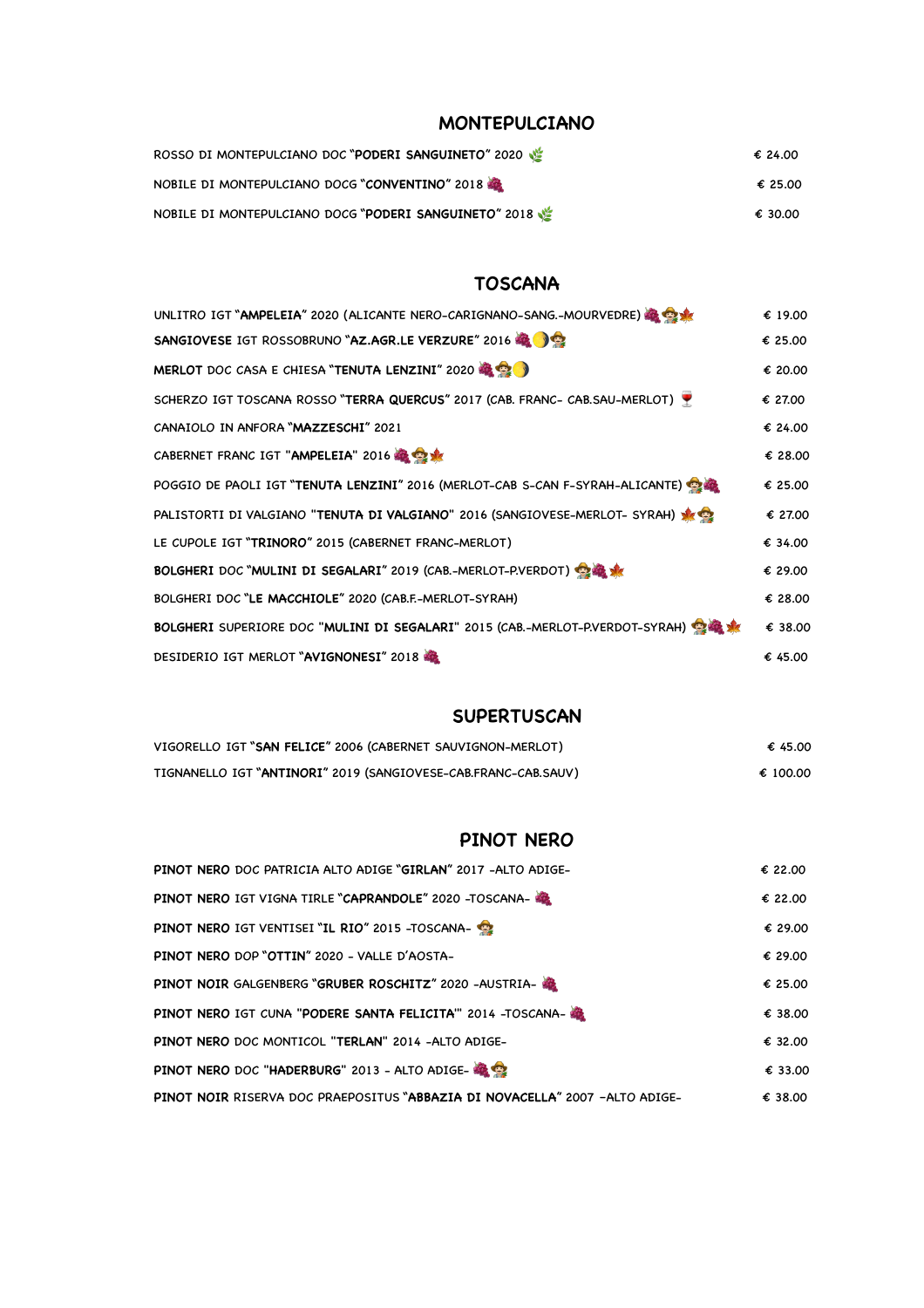## MONTEPULCIANO

| | |
|---|---|
| ROSSO DI MONTEPULCIANO DOC "**PODERI SANGUINETO**" 2020 🌿 | € 24.00 |
| NOBILE DI MONTEPULCIANO DOCG "**CONVENTINO**" 2018 🍇 | € 25.00 |
| NOBILE DI MONTEPULCIANO DOCG "**PODERI SANGUINETO**" 2018 🌿 | € 30.00 |

## TOSCANA

| | |
|---|---|
| UNLITRO IGT "**AMPELEIA**" 2020 (ALICANTE NERO-CARIGNANO-SANG.-MOURVEDRE) 🍇🧑‍🌾🍁 | € 19.00 |
| **SANGIOVESE** IGT ROSSOBRUNO "**AZ.AGR.LE VERZURE**" 2016 🍇🌓🧑‍🌾 | € 25.00 |
| **MERLOT** DOC CASA E CHIESA "**TENUTA LENZINI**" 2020 🍇🧑‍🌾🌓 | € 20.00 |
| SCHERZO IGT TOSCANA ROSSO "**TERRA QUERCUS**" 2017 (CAB. FRANC- CAB.SAU-MERLOT) 🍷 | € 27.00 |
| CANAIOLO IN ANFORA "**MAZZESCHI**" 2021 | € 24.00 |
| CABERNET FRANC IGT "**AMPELEIA**" 2016 🍇🧑‍🌾🍁 | € 28.00 |
| POGGIO DE PAOLI IGT "**TENUTA LENZINI**" 2016 (MERLOT-CAB S-CAN F-SYRAH-ALICANTE) 🧑‍🌾🍇 | € 25.00 |
| PALISTORTI DI VALGIANO "**TENUTA DI VALGIANO**" 2016 (SANGIOVESE-MERLOT- SYRAH) 🍁🧑‍🌾 | € 27.00 |
| LE CUPOLE IGT "**TRINORO**" 2015 (CABERNET FRANC-MERLOT) | € 34.00 |
| **BOLGHERI** DOC "**MULINI DI SEGALARI**" 2019 (CAB.-MERLOT-P.VERDOT) 🧑‍🌾🍇🍁 | € 29.00 |
| BOLGHERI DOC "**LE MACCHIOLE**" 2020 (CAB.F.-MERLOT-SYRAH) | € 28.00 |
| **BOLGHERI** SUPERIORE DOC "**MULINI DI SEGALARI**" 2015 (CAB.-MERLOT-P.VERDOT-SYRAH) 🧑‍🌾🍇🍁 | € 38.00 |
| DESIDERIO IGT MERLOT "**AVIGNONESI**" 2018 🍇 | € 45.00 |

## SUPERTUSCAN

| | |
|---|---|
| VIGORELLO IGT "**SAN FELICE**" 2006 (CABERNET SAUVIGNON-MERLOT) | € 45.00 |
| TIGNANELLO IGT "**ANTINORI**" 2019 (SANGIOVESE-CAB.FRANC-CAB.SAUV) | € 100.00 |

## PINOT NERO

| | |
|---|---|
| **PINOT NERO** DOC PATRICIA ALTO ADIGE "**GIRLAN**" 2017 -ALTO ADIGE- | € 22.00 |
| **PINOT NERO** IGT VIGNA TIRLE "**CAPRANDOLE**" 2020 -TOSCANA- 🍇 | € 22.00 |
| **PINOT NERO** IGT VENTISEI "**IL RIO**" 2015 -TOSCANA- 🧑‍🌾 | € 29.00 |
| **PINOT NERO** DOP "**OTTIN**" 2020 - VALLE D'AOSTA- | € 29.00 |
| **PINOT NOIR** GALGENBERG "**GRUBER ROSCHITZ**" 2020 -AUSTRIA- 🍇 | € 25.00 |
| **PINOT NERO** IGT CUNA "**PODERE SANTA FELICITA**" 2014 -TOSCANA- 🍇 | € 38.00 |
| **PINOT NERO** DOC MONTICOL "**TERLAN**" 2014 -ALTO ADIGE- | € 32.00 |
| **PINOT NERO** DOC "**HADERBURG**" 2013 - ALTO ADIGE- 🍇🧑‍🌾 | € 33.00 |
| **PINOT NOIR** RISERVA DOC PRAEPOSITUS "**ABBAZIA DI NOVACELLA**" 2007 -ALTO ADIGE- | € 38.00 |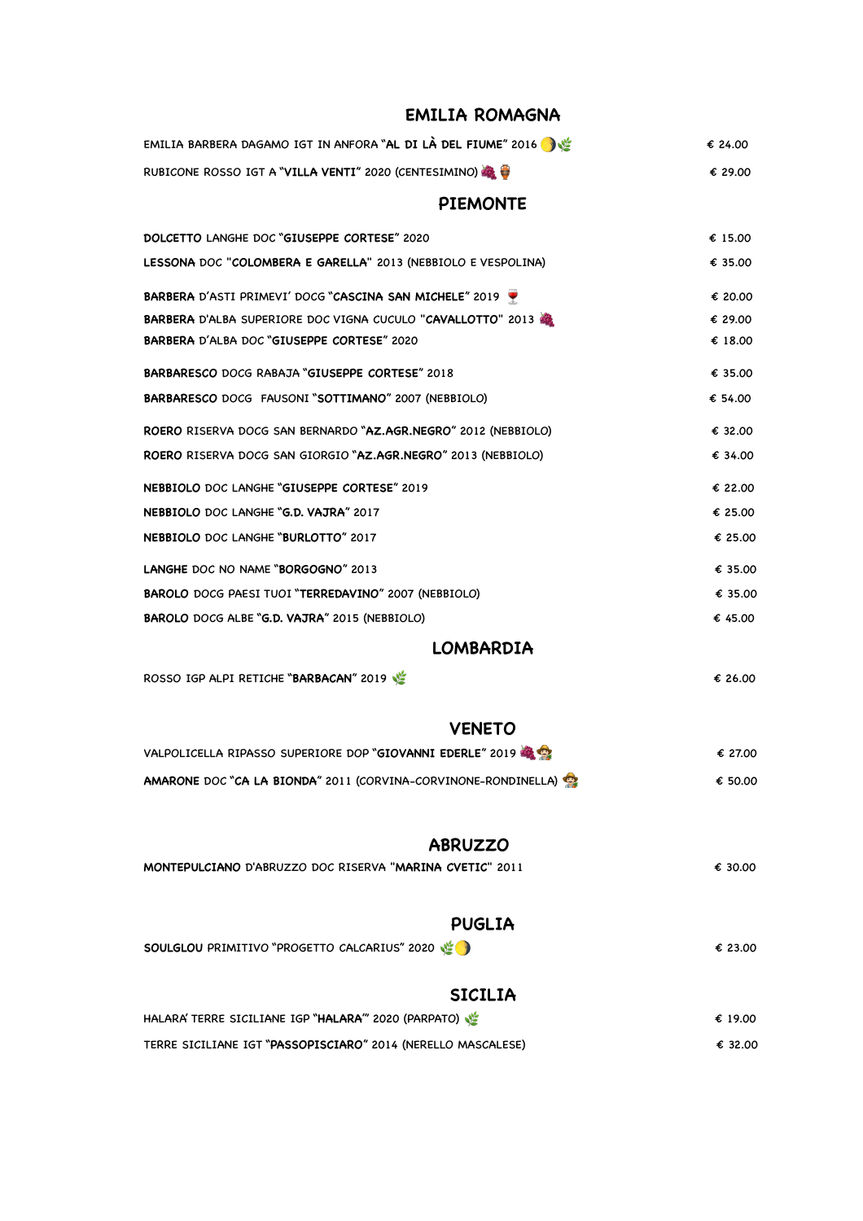## EMILIA ROMAGNA

| | |
|---|---|
| EMILIA BARBERA DAGAMO IGT IN ANFORA "**AL DI LÀ DEL FIUME**" 2016 🌓🌿 | € 24.00 |
| RUBICONE ROSSO IGT A "**VILLA VENTI**" 2020 (CENTESIMINO) 🍇🏺 | € 29.00 |

## PIEMONTE

| | |
|---|---|
| **DOLCETTO** LANGHE DOC "**GIUSEPPE CORTESE**" 2020 | € 15.00 |
| **LESSONA** DOC "**COLOMBERA E GARELLA**" 2013 (NEBBIOLO E VESPOLINA) | € 35.00 |
| **BARBERA** D'ASTI PRIMEVI' DOCG "**CASCINA SAN MICHELE**" 2019 🍷 | € 20.00 |
| **BARBERA** D'ALBA SUPERIORE DOC VIGNA CUCULO "**CAVALLOTTO**" 2013 🍇 | € 29.00 |
| **BARBERA** D'ALBA DOC "**GIUSEPPE CORTESE**" 2020 | € 18.00 |
| **BARBARESCO** DOCG RABAJA "**GIUSEPPE CORTESE**" 2018 | € 35.00 |
| **BARBARESCO** DOCG FAUSONI "**SOTTIMANO**" 2007 (NEBBIOLO) | € 54.00 |
| **ROERO** RISERVA DOCG SAN BERNARDO "**AZ.AGR.NEGRO**" 2012 (NEBBIOLO) | € 32.00 |
| **ROERO** RISERVA DOCG SAN GIORGIO "**AZ.AGR.NEGRO**" 2013 (NEBBIOLO) | € 34.00 |
| **NEBBIOLO** DOC LANGHE "**GIUSEPPE CORTESE**" 2019 | € 22.00 |
| **NEBBIOLO** DOC LANGHE "**G.D. VAJRA**" 2017 | € 25.00 |
| **NEBBIOLO** DOC LANGHE "**BURLOTTO**" 2017 | € 25.00 |
| **LANGHE** DOC NO NAME "**BORGOGNO**" 2013 | € 35.00 |
| **BAROLO** DOCG PAESI TUOI "**TERREDAVINO**" 2007 (NEBBIOLO) | € 35.00 |
| **BAROLO** DOCG ALBE "**G.D. VAJRA**" 2015 (NEBBIOLO) | € 45.00 |

## LOMBARDIA

| | |
|---|---|
| ROSSO IGP ALPI RETICHE "**BARBACAN**" 2019 🌿 | € 26.00 |

## VENETO

| | |
|---|---|
| VALPOLICELLA RIPASSO SUPERIORE DOP "**GIOVANNI EDERLE**" 2019 🍇🧑‍🌾 | € 27.00 |
| **AMARONE** DOC "**CA LA BIONDA**" 2011 (CORVINA-CORVINONE-RONDINELLA) 🧑‍🌾 | € 50.00 |

## ABRUZZO

| | |
|---|---|
| **MONTEPULCIANO** D'ABRUZZO DOC RISERVA "**MARINA CVETIC**" 2011 | € 30.00 |

## PUGLIA

| | |
|---|---|
| **SOULGLOU** PRIMITIVO "PROGETTO CALCARIUS" 2020 🌿🌓 | € 23.00 |

## SICILIA

| | |
|---|---|
| HALARA' TERRE SICILIANE IGP "**HALARA'**" 2020 (PARPATO) 🌿 | € 19.00 |
| TERRE SICILIANE IGT "**PASSOPISCIARO**" 2014 (NERELLO MASCALESE) | € 32.00 |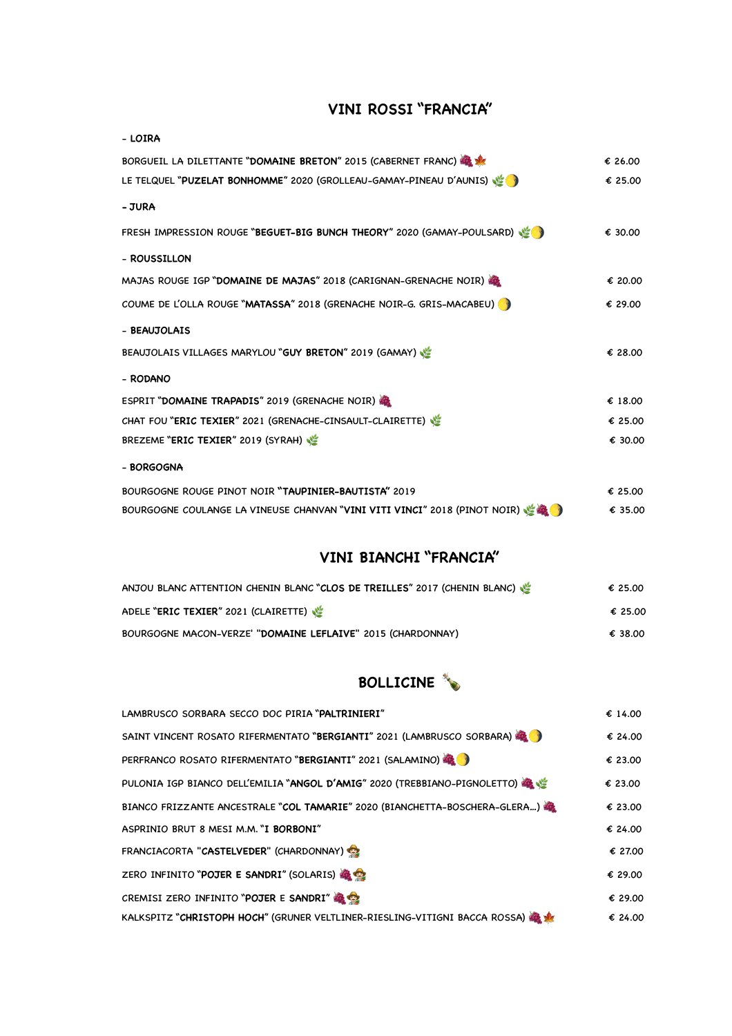## VINI ROSSI "FRANCIA"

- **LOIRA**

| | |
|---|---|
| BORGUEIL LA DILETTANTE "**DOMAINE BRETON**" 2015 (CABERNET FRANC) 🍇🍁 | € 26.00 |
| LE TELQUEL "**PUZELAT BONHOMME**" 2020 (GROLLEAU-GAMAY-PINEAU D'AUNIS) 🌿🌓 | € 25.00 |

- **JURA**

| | |
|---|---|
| FRESH IMPRESSION ROUGE "**BEGUET-BIG BUNCH THEORY**" 2020 (GAMAY-POULSARD) 🌿🌓 | € 30.00 |

- **ROUSSILLON**

| | |
|---|---|
| MAJAS ROUGE IGP "**DOMAINE DE MAJAS**" 2018 (CARIGNAN-GRENACHE NOIR) 🍇 | € 20.00 |
| COUME DE L'OLLA ROUGE "**MATASSA**" 2018 (GRENACHE NOIR-G. GRIS-MACABEU) 🌓 | € 29.00 |

- **BEAUJOLAIS**

| | |
|---|---|
| BEAUJOLAIS VILLAGES MARYLOU "**GUY BRETON**" 2019 (GAMAY) 🌿 | € 28.00 |

- **RODANO**

| | |
|---|---|
| ESPRIT "**DOMAINE TRAPADIS**" 2019 (GRENACHE NOIR) 🍇 | € 18.00 |
| CHAT FOU "**ERIC TEXIER**" 2021 (GRENACHE-CINSAULT-CLAIRETTE) 🌿 | € 25.00 |
| BREZEME "**ERIC TEXIER**" 2019 (SYRAH) 🌿 | € 30.00 |

- **BORGOGNA**

| | |
|---|---|
| BOURGOGNE ROUGE PINOT NOIR "**TAUPINIER-BAUTISTA**" 2019 | € 25.00 |
| BOURGOGNE COULANGE LA VINEUSE CHANVAN "**VINI VITI VINCI**" 2018 (PINOT NOIR) 🌿🍇🌓 | € 35.00 |

## VINI BIANCHI "FRANCIA"

| | |
|---|---|
| ANJOU BLANC ATTENTION CHENIN BLANC "**CLOS DE TREILLES**" 2017 (CHENIN BLANC) 🌿 | € 25.00 |
| ADELE "**ERIC TEXIER**" 2021 (CLAIRETTE) 🌿 | € 25.00 |
| BOURGOGNE MACON-VERZE' "**DOMAINE LEFLAIVE**" 2015 (CHARDONNAY) | € 38.00 |

## BOLLICINE 🍾

| | |
|---|---|
| LAMBRUSCO SORBARA SECCO DOC PIRIA "**PALTRINIERI**" | € 14.00 |
| SAINT VINCENT ROSATO RIFERMENTATO "**BERGIANTI**" 2021 (LAMBRUSCO SORBARA) 🍇🌓 | € 24.00 |
| PERFRANCO ROSATO RIFERMENTATO "**BERGIANTI**" 2021 (SALAMINO) 🍇🌓 | € 23.00 |
| PULONIA IGP BIANCO DELL'EMILIA "**ANGOL D'AMIG**" 2020 (TREBBIANO-PIGNOLETTO) 🍇🌿 | € 23.00 |
| BIANCO FRIZZANTE ANCESTRALE "**COL TAMARIE**" 2020 (BIANCHETTA-BOSCHERA-GLERA...) 🍇 | € 23.00 |
| ASPRINIO BRUT 8 MESI M.M. "**I BORBONI**" | € 24.00 |
| FRANCIACORTA "**CASTELVEDER**" (CHARDONNAY) 🧑‍🌾 | € 27.00 |
| ZERO INFINITO "**POJER E SANDRI**" (SOLARIS) 🍇🧑‍🌾 | € 29.00 |
| CREMISI ZERO INFINITO "**POJER E SANDRI**" 🍇🧑‍🌾 | € 29.00 |
| KALKSPITZ "**CHRISTOPH HOCH**" (GRUNER VELTLINER-RIESLING-VITIGNI BACCA ROSSA) 🍇🍁 | € 24.00 |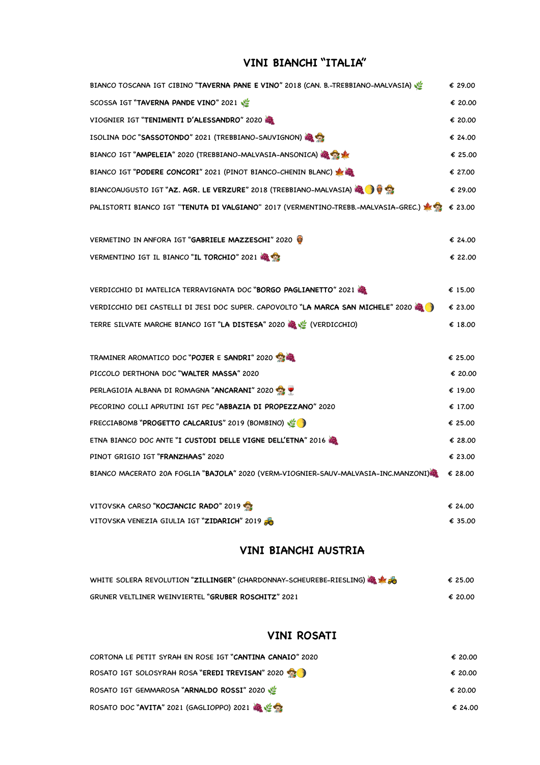## VINI BIANCHI "ITALIA"

| | |
|---|---|
| BIANCO TOSCANA IGT CIBINO "**TAVERNA PANE E VINO**" 2018 (CAN. B.-TREBBIANO-MALVASIA) 🌿 | € 29.00 |
| SCOSSA IGT "**TAVERNA PANDE VINO**" 2021 🌿 | € 20.00 |
| VIOGNIER IGT "**TENIMENTI D'ALESSANDRO**" 2020 🍇 | € 20.00 |
| ISOLINA DOC "**SASSOTONDO**" 2021 (TREBBIANO-SAUVIGNON) 🍇🧑‍🌾 | € 24.00 |
| BIANCO IGT "**AMPELEIA**" 2020 (TREBBIANO-MALVASIA-ANSONICA) 🍇🧑‍🌾🍁 | € 25.00 |
| BIANCO IGT "**PODERE CONCORI**" 2021 (PINOT BIANCO-CHENIN BLANC) 🍁🍇 | € 27.00 |
| BIANCOAUGUSTO IGT "**AZ. AGR. LE VERZURE**" 2018 (TREBBIANO-MALVASIA) 🍇🌓🏺🧑‍🌾 | € 29.00 |
| PALISTORTI BIANCO IGT "**TENUTA DI VALGIANO**" 2017 (VERMENTINO-TREBB.-MALVASIA-GREC.) 🍁🧑‍🌾 | € 23.00 |
| VERMETINO IN ANFORA IGT "**GABRIELE MAZZESCHI**" 2020 🏺 | € 24.00 |
| VERMENTINO IGT IL BIANCO "**IL TORCHIO**" 2021 🍇🧑‍🌾 | € 22.00 |
| VERDICCHIO DI MATELICA TERRAVIGNATA DOC "**BORGO PAGLIANETTO**" 2021 🍇 | € 15.00 |
| VERDICCHIO DEI CASTELLI DI JESI DOC SUPER. CAPOVOLTO "**LA MARCA SAN MICHELE**" 2020 🍇🌓 | € 23.00 |
| TERRE SILVATE MARCHE BIANCO IGT "**LA DISTESA**" 2020 🍇🌿 (VERDICCHIO) | € 18.00 |
| TRAMINER AROMATICO DOC "**POJER E SANDRI**" 2020 🧑‍🌾🍇 | € 25.00 |
| PICCOLO DERTHONA DOC "**WALTER MASSA**" 2020 | € 20.00 |
| PERLAGIOIA ALBANA DI ROMAGNA "**ANCARANI**" 2020 🧑‍🌾🍷 | € 19.00 |
| PECORINO COLLI APRUTINI IGT PEC "**ABBAZIA DI PROPEZZANO**" 2020 | € 17.00 |
| FRECCIABOMB "**PROGETTO CALCARIUS**" 2019 (BOMBINO) 🌿🌓 | € 25.00 |
| ETNA BIANCO DOC ANTE "**I CUSTODI DELLE VIGNE DELL'ETNA**" 2016 🍇 | € 28.00 |
| PINOT GRIGIO IGT "**FRANZHAAS**" 2020 | € 23.00 |
| BIANCO MACERATO 20A FOGLIA "**BAJOLA**" 2020 (VERM-VIOGNIER-SAUV-MALVASIA-INC.MANZONI) 🍇 | € 28.00 |
| VITOVSKA CARSO "**KOCJANCIC RADO**" 2019 🧑‍🌾 | € 24.00 |
| VITOVSKA VENEZIA GIULIA IGT "**ZIDARICH**" 2019 🚜 | € 35.00 |

## VINI BIANCHI AUSTRIA

| | |
|---|---|
| WHITE SOLERA REVOLUTION "**ZILLINGER**" (CHARDONNAY-SCHEUREBE-RIESLING) 🍇🍁🚜 | € 25.00 |
| GRUNER VELTLINER WEINVIERTEL "**GRUBER ROSCHITZ**" 2021 | € 20.00 |

## VINI ROSATI

| | |
|---|---|
| CORTONA LE PETIT SYRAH EN ROSE IGT "**CANTINA CANAIO**" 2020 | € 20.00 |
| ROSATO IGT SOLOSYRAH ROSA "**EREDI TREVISAN**" 2020 🧑‍🌾🌓 | € 20.00 |
| ROSATO IGT GEMMAROSA "**ARNALDO ROSSI**" 2020 🌿 | € 20.00 |
| ROSATO DOC "**AVITA**" 2021 (GAGLIOPPO) 2021 🍇🌿🧑‍🌾 | € 24.00 |